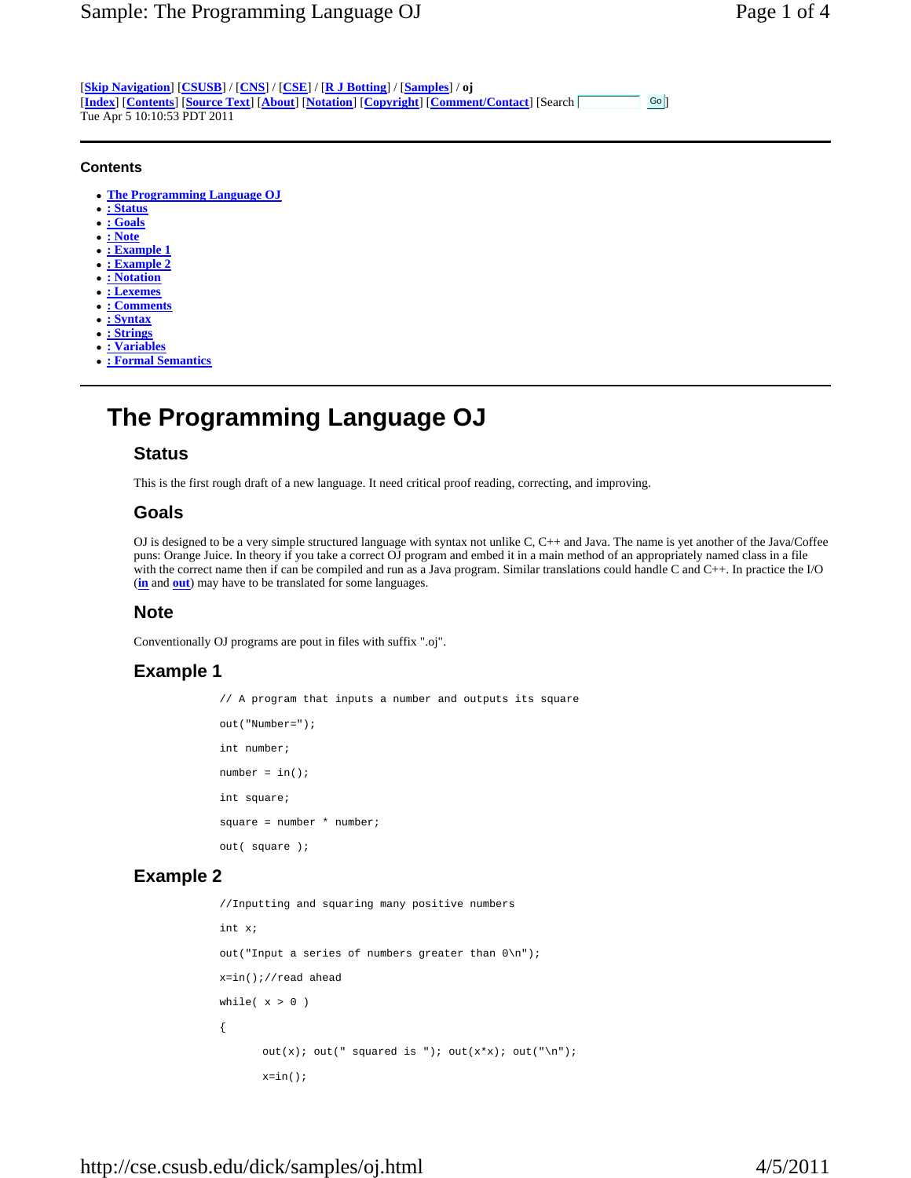[Skip Navigation] [CSUSB] / [CNS] / [CSE] / [R J Botting] / [Samples] / **oj**
[Index] [Contents] [Source Text] [About] [Notation] [Copyright] [Comment/Contact] [Search ]
Tue Apr 5 10:10:53 PDT 2011

---

### Contents

- The Programming Language OJ
- : Status
- : Goals
- : Note
- : Example 1
- : Example 2
- : Notation
- : Lexemes
- : Comments
- : Syntax
- : Strings
- : Variables
- : Formal Semantics

---

# The Programming Language OJ

## Status

This is the first rough draft of a new language. It need critical proof reading, correcting, and improving.

## Goals

OJ is designed to be a very simple structured language with syntax not unlike C, C++ and Java. The name is yet another of the Java/Coffee puns: Orange Juice. In theory if you take a correct OJ program and embed it in a main method of an appropriately named class in a file with the correct name then if can be compiled and run as a Java program. Similar translations could handle C and C++. In practice the I/O (in and out) may have to be translated for some languages.

## Note

Conventionally OJ programs are pout in files with suffix ".oj".

## Example 1

```
// A program that inputs a number and outputs its square
out("Number=");
int number;
number = in();
int square;
square = number * number;
out( square );
```

## Example 2

```
//Inputting and squaring many positive numbers
int x;
out("Input a series of numbers greater than 0\n");
x=in();//read ahead
while( x > 0 )
{
       out(x); out(" squared is "); out(x*x); out("\n");
       x=in();
```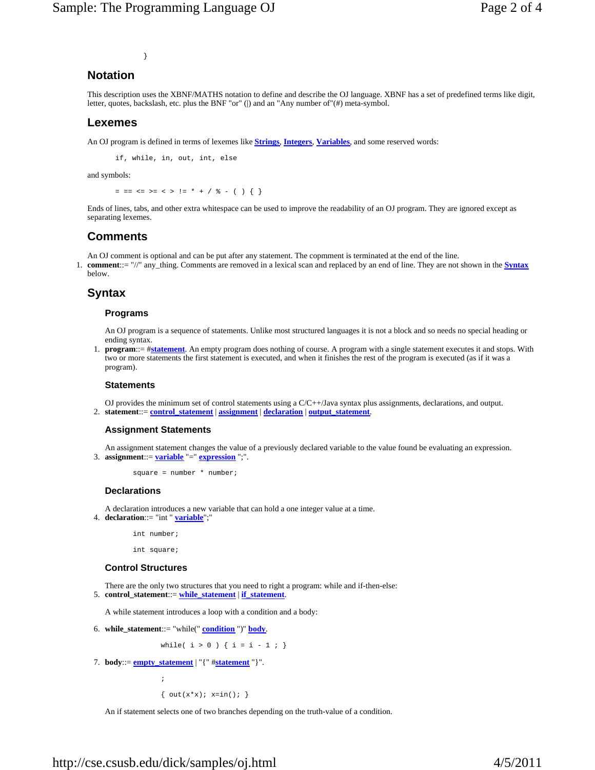```
}
```

## Notation

This description uses the XBNF/MATHS notation to define and describe the OJ language. XBNF has a set of predefined terms like digit, letter, quotes, backslash, etc. plus the BNF "or" (|) and an "Any number of"(#) meta-symbol.

## Lexemes

An OJ program is defined in terms of lexemes like **Strings**, **Integers**, **Variables**, and some reserved words:

```
if, while, in, out, int, else
```

and symbols:

```
= == <= >= < > != * + / % - ( ) { }
```

Ends of lines, tabs, and other extra whitespace can be used to improve the readability of an OJ program. They are ignored except as separating lexemes.

## Comments

An OJ comment is optional and can be put after any statement. The copmment is terminated at the end of the line.

1. **comment**::= "//" any_thing. Comments are removed in a lexical scan and replaced by an end of line. They are not shown in the **Syntax** below.

## Syntax

### Programs

An OJ program is a sequence of statements. Unlike most structured languages it is not a block and so needs no special heading or ending syntax.

1. **program**::= #**statement**. An empty program does nothing of course. A program with a single statement executes it and stops. With two or more statements the first statement is executed, and when it finishes the rest of the program is executed (as if it was a program).

### Statements

OJ provides the minimum set of control statements using a C/C++/Java syntax plus assignments, declarations, and output.

2. **statement**::= **control_statement** | **assignment** | **declaration** | **output_statement**.

### Assignment Statements

An assignment statement changes the value of a previously declared variable to the value found be evaluating an expression.

3. **assignment**::= **variable** "=" **expression** ";".

```
square = number * number;
```

### Declarations

A declaration introduces a new variable that can hold a one integer value at a time.

4. **declaration**::= "int " **variable**";"

```
int number;

int square;
```

### Control Structures

There are the only two structures that you need to right a program: while and if-then-else:

5. **control_statement**::= **while_statement** | **if_statement**.

A while statement introduces a loop with a condition and a body:

6. **while_statement**::= "while(" **condition** ")" **body**.

```
while( i > 0 ) { i = i - 1 ; }
```

7. **body**::= **empty_statement** | "{" #**statement** "}".

```
;

{ out(x*x); x=in(); }
```

An if statement selects one of two branches depending on the truth-value of a condition.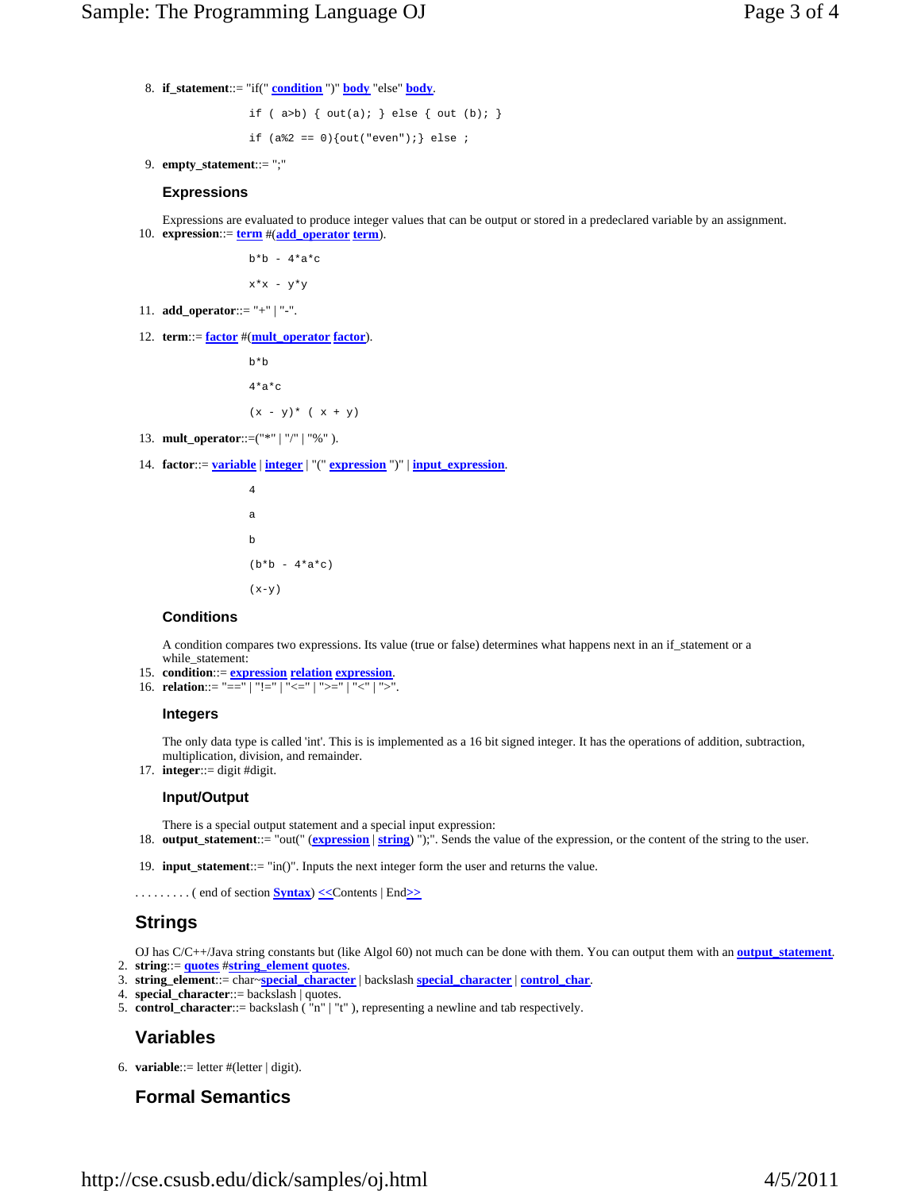8. **if_statement**::= "if(" condition ")" body "else" body.

   ```
   if ( a>b) { out(a); } else { out (b); }
   ```

   ```
   if (a%2 == 0){out("even");} else ;
   ```

9. **empty_statement**::= ";"

### Expressions

Expressions are evaluated to produce integer values that can be output or stored in a predeclared variable by an assignment.

10. **expression**::= term #(add_operator term).

    ```
    b*b - 4*a*c
    ```

    ```
    x*x - y*y
    ```

11. **add_operator**::= "+" | "-".

12. **term**::= factor #(mult_operator factor).

    ```
    b*b
    ```

    ```
    4*a*c
    ```

    ```
    (x - y)* ( x + y)
    ```

13. **mult_operator**::=("*" | "/" | "%" ).

14. **factor**::= variable | integer | "(" expression ")" | input_expression.

    ```
    4
    ```

    ```
    a
    ```

    ```
    b
    ```

    ```
    (b*b - 4*a*c)
    ```

    ```
    (x-y)
    ```

### Conditions

A condition compares two expressions. Its value (true or false) determines what happens next in an if_statement or a while_statement:

15. **condition**::= expression relation expression.
16. **relation**::= "==" | "!=" | "<=" | ">=" | "<" | ">".

### Integers

The only data type is called 'int'. This is is implemented as a 16 bit signed integer. It has the operations of addition, subtraction, multiplication, division, and remainder.

17. **integer**::= digit #digit.

### Input/Output

There is a special output statement and a special input expression:

18. **output_statement**::= "out(" (expression | string) ");". Sends the value of the expression, or the content of the string to the user.

19. **input_statement**::= "in()". Inputs the next integer form the user and returns the value.

. . . . . . . . . ( end of section Syntax) <<Contents | End>>

## Strings

OJ has C/C++/Java string constants but (like Algol 60) not much can be done with them. You can output them with an output_statement.

2. **string**::= quotes #string_element quotes.
3. **string_element**::= char~special_character | backslash special_character | control_char.
4. **special_character**::= backslash | quotes.
5. **control_character**::= backslash ( "n" | "t" ), representing a newline and tab respectively.

## Variables

6. **variable**::= letter #(letter | digit).

## Formal Semantics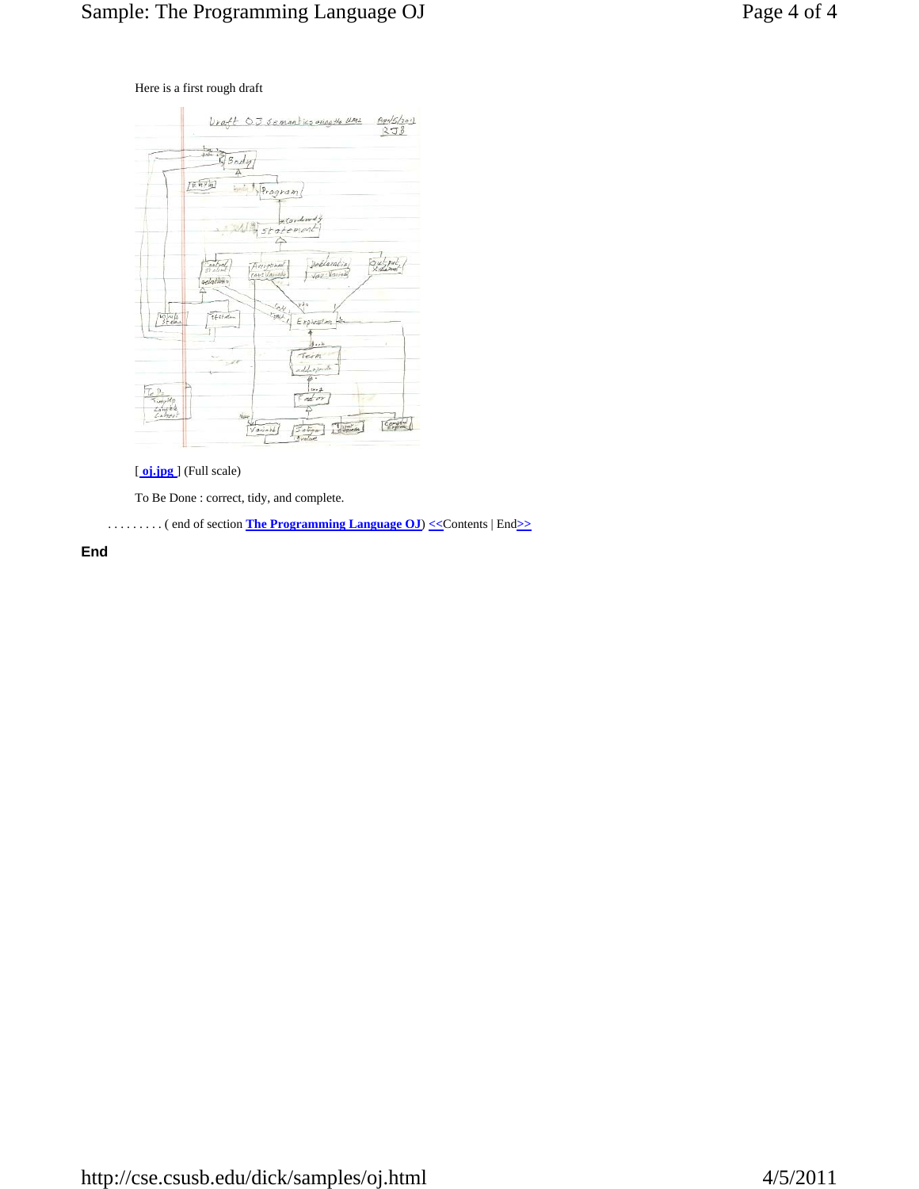Here is a first rough draft

[ oj.jpg ] (Full scale)

To Be Done : correct, tidy, and complete.

. . . . . . . . . ( end of section **The Programming Language OJ**) <<Contents | End>>

**End**